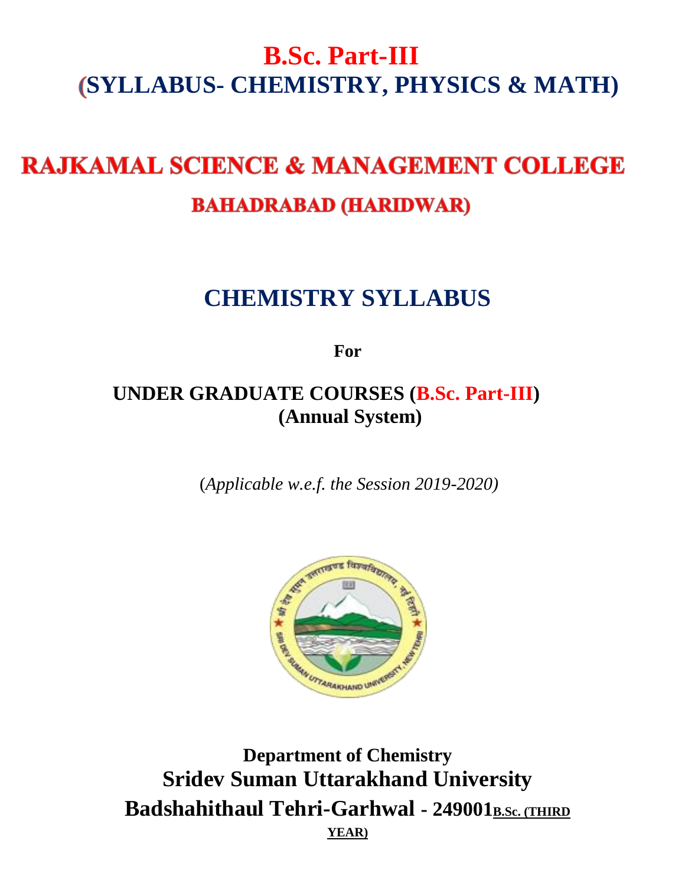# B.Sc. Part-III
## (SYLLABUS- CHEMISTRY, PHYSICS & MATH)

# RAJKAMAL SCIENCE & MANAGEMENT COLLEGE

## BAHADRABAD (HARIDWAR)

# CHEMISTRY SYLLABUS

**For**

**UNDER GRADUATE COURSES (B.Sc. Part-III)**
**(Annual System)**

(*Applicable w.e.f. the Session 2019-2020)*

**Department of Chemistry**

**Sridev Suman Uttarakhand University**

**Badshahithaul Tehri-Garhwal - 249001**

**B.Sc. (THIRD YEAR)**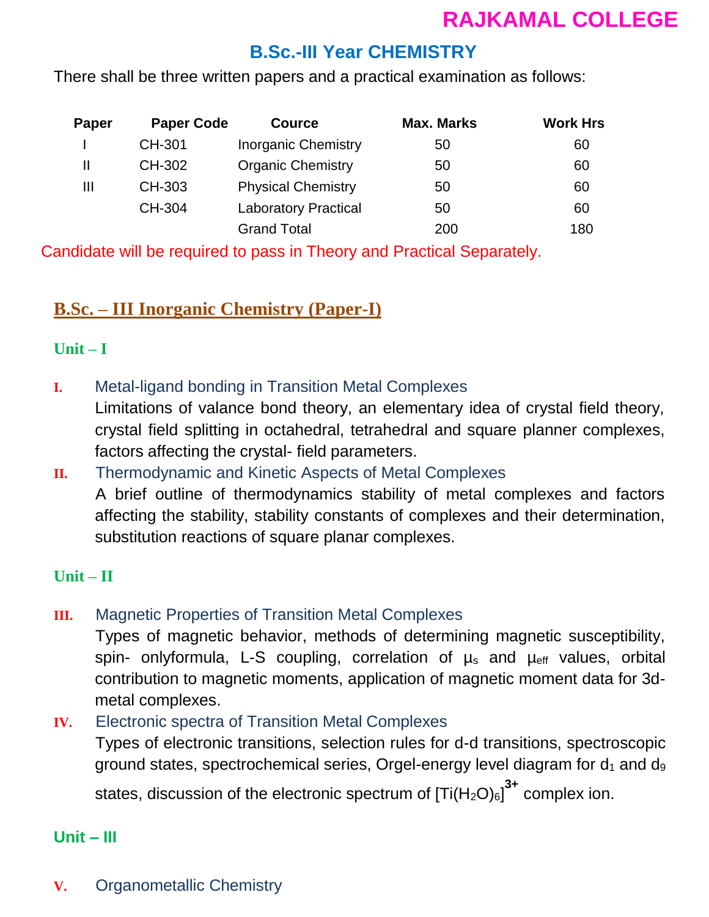# RAJKAMAL COLLEGE

## B.Sc.-III Year CHEMISTRY

There shall be three written papers and a practical examination as follows:

| Paper | Paper Code | Cource | Max. Marks | Work Hrs |
|---|---|---|---|---|
| I | CH-301 | Inorganic Chemistry | 50 | 60 |
| II | CH-302 | Organic Chemistry | 50 | 60 |
| III | CH-303 | Physical Chemistry | 50 | 60 |
| | CH-304 | Laboratory Practical | 50 | 60 |
| | | Grand Total | 200 | 180 |

Candidate will be required to pass in Theory and Practical Separately.

## B.Sc. – III Inorganic Chemistry (Paper-I)

### Unit – I

**I.** Metal-ligand bonding in Transition Metal Complexes

Limitations of valance bond theory, an elementary idea of crystal field theory, crystal field splitting in octahedral, tetrahedral and square planner complexes, factors affecting the crystal- field parameters.

**II.** Thermodynamic and Kinetic Aspects of Metal Complexes

A brief outline of thermodynamics stability of metal complexes and factors affecting the stability, stability constants of complexes and their determination, substitution reactions of square planar complexes.

### Unit – II

**III.** Magnetic Properties of Transition Metal Complexes

Types of magnetic behavior, methods of determining magnetic susceptibility, spin- onlyformula, L-S coupling, correlation of $\mu_s$ and $\mu_{eff}$ values, orbital contribution to magnetic moments, application of magnetic moment data for 3d-metal complexes.

**IV.** Electronic spectra of Transition Metal Complexes

Types of electronic transitions, selection rules for d-d transitions, spectroscopic ground states, spectrochemical series, Orgel-energy level diagram for $d_1$ and $d_9$ states, discussion of the electronic spectrum of $[Ti(H_2O)_6]^{3+}$ complex ion.

### Unit – III

**V.** Organometallic Chemistry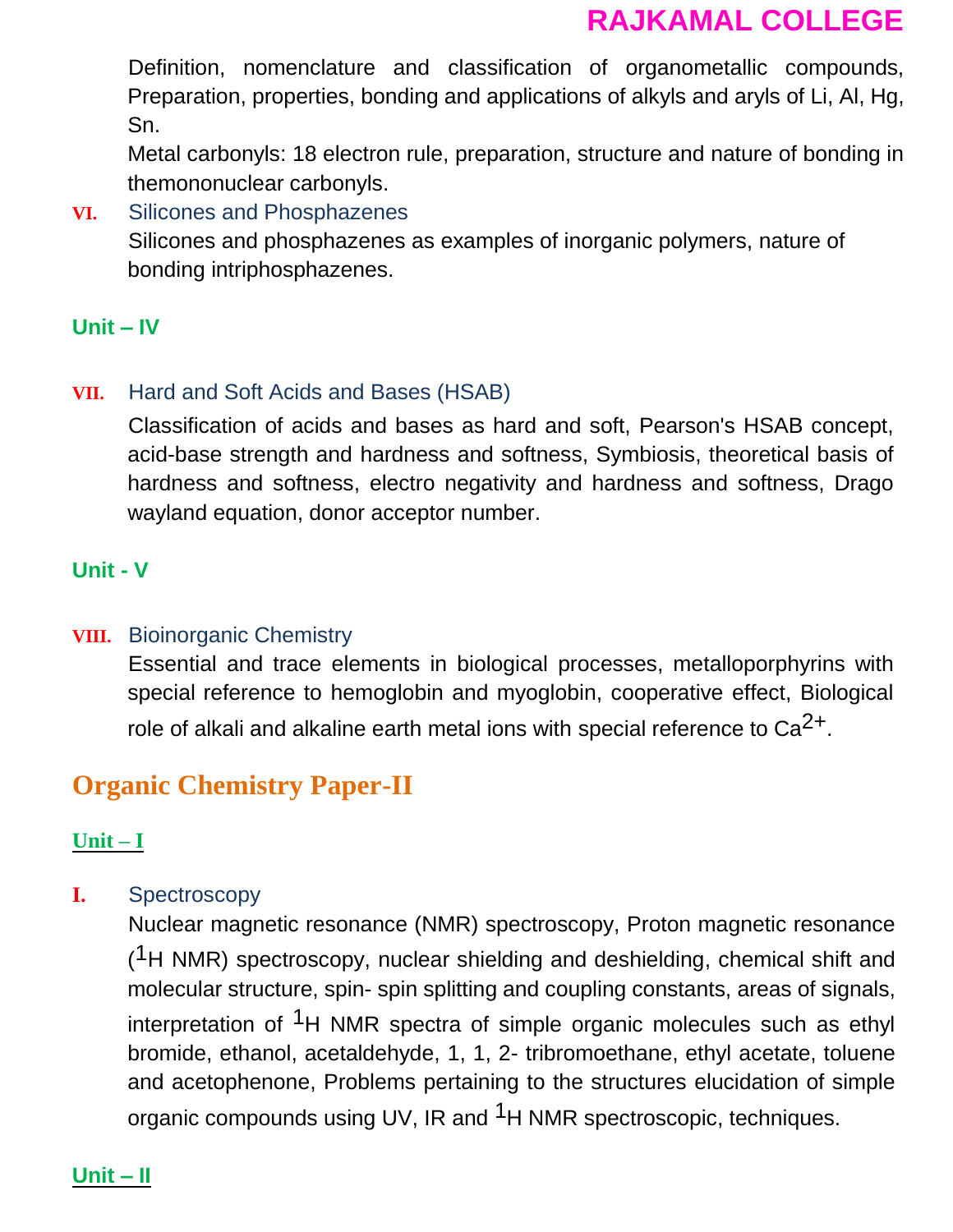Definition, nomenclature and classification of organometallic compounds, Preparation, properties, bonding and applications of alkyls and aryls of Li, Al, Hg, Sn.

Metal carbonyls: 18 electron rule, preparation, structure and nature of bonding in themononuclear carbonyls.

**VI.** Silicones and Phosphazenes

Silicones and phosphazenes as examples of inorganic polymers, nature of bonding intriphosphazenes.

## Unit – IV

**VII.** Hard and Soft Acids and Bases (HSAB)

Classification of acids and bases as hard and soft, Pearson's HSAB concept, acid-base strength and hardness and softness, Symbiosis, theoretical basis of hardness and softness, electro negativity and hardness and softness, Drago wayland equation, donor acceptor number.

## Unit - V

**VIII.** Bioinorganic Chemistry

Essential and trace elements in biological processes, metalloporphyrins with special reference to hemoglobin and myoglobin, cooperative effect, Biological role of alkali and alkaline earth metal ions with special reference to $Ca^{2+}$.

# Organic Chemistry Paper-II

## Unit – I

**I.** Spectroscopy

Nuclear magnetic resonance (NMR) spectroscopy, Proton magnetic resonance ($^1H$ NMR) spectroscopy, nuclear shielding and deshielding, chemical shift and molecular structure, spin- spin splitting and coupling constants, areas of signals, interpretation of $^1H$ NMR spectra of simple organic molecules such as ethyl bromide, ethanol, acetaldehyde, 1, 1, 2- tribromoethane, ethyl acetate, toluene and acetophenone, Problems pertaining to the structures elucidation of simple organic compounds using UV, IR and $^1H$ NMR spectroscopic, techniques.

## Unit – II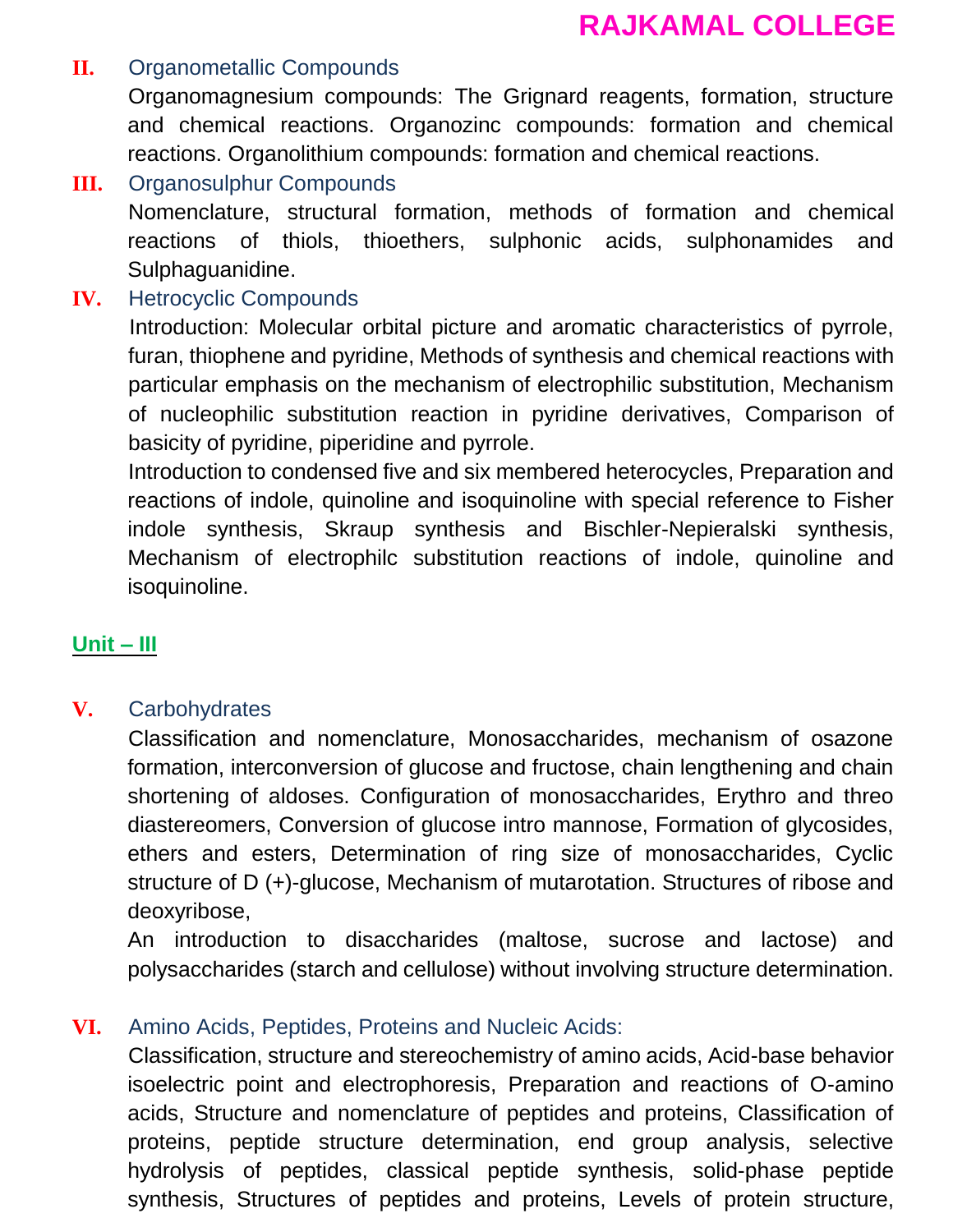**II.** Organometallic Compounds

Organomagnesium compounds: The Grignard reagents, formation, structure and chemical reactions. Organozinc compounds: formation and chemical reactions. Organolithium compounds: formation and chemical reactions.

**III.** Organosulphur Compounds

Nomenclature, structural formation, methods of formation and chemical reactions of thiols, thioethers, sulphonic acids, sulphonamides and Sulphaguanidine.

**IV.** Hetrocyclic Compounds

Introduction: Molecular orbital picture and aromatic characteristics of pyrrole, furan, thiophene and pyridine, Methods of synthesis and chemical reactions with particular emphasis on the mechanism of electrophilic substitution, Mechanism of nucleophilic substitution reaction in pyridine derivatives, Comparison of basicity of pyridine, piperidine and pyrrole.

Introduction to condensed five and six membered heterocycles, Preparation and reactions of indole, quinoline and isoquinoline with special reference to Fisher indole synthesis, Skraup synthesis and Bischler-Nepieralski synthesis, Mechanism of electrophilc substitution reactions of indole, quinoline and isoquinoline.

## Unit – III

**V.** Carbohydrates

Classification and nomenclature, Monosaccharides, mechanism of osazone formation, interconversion of glucose and fructose, chain lengthening and chain shortening of aldoses. Configuration of monosaccharides, Erythro and threo diastereomers, Conversion of glucose intro mannose, Formation of glycosides, ethers and esters, Determination of ring size of monosaccharides, Cyclic structure of D (+)-glucose, Mechanism of mutarotation. Structures of ribose and deoxyribose,

An introduction to disaccharides (maltose, sucrose and lactose) and polysaccharides (starch and cellulose) without involving structure determination.

**VI.** Amino Acids, Peptides, Proteins and Nucleic Acids:

Classification, structure and stereochemistry of amino acids, Acid-base behavior isoelectric point and electrophoresis, Preparation and reactions of O-amino acids, Structure and nomenclature of peptides and proteins, Classification of proteins, peptide structure determination, end group analysis, selective hydrolysis of peptides, classical peptide synthesis, solid-phase peptide synthesis, Structures of peptides and proteins, Levels of protein structure,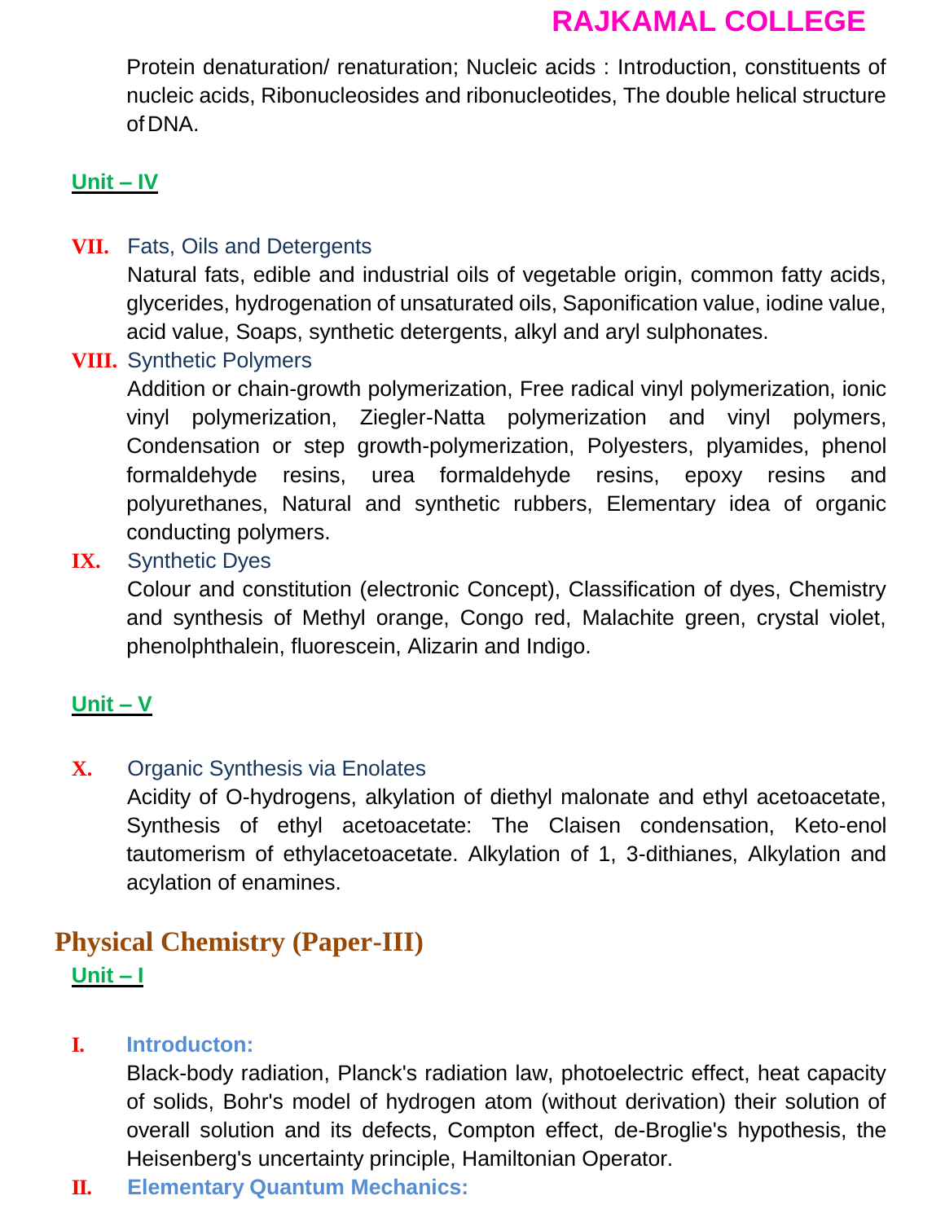Protein denaturation/ renaturation; Nucleic acids : Introduction, constituents of nucleic acids, Ribonucleosides and ribonucleotides, The double helical structure of DNA.

**Unit – IV**

**VII.** Fats, Oils and Detergents

Natural fats, edible and industrial oils of vegetable origin, common fatty acids, glycerides, hydrogenation of unsaturated oils, Saponification value, iodine value, acid value, Soaps, synthetic detergents, alkyl and aryl sulphonates.

**VIII.** Synthetic Polymers

Addition or chain-growth polymerization, Free radical vinyl polymerization, ionic vinyl polymerization, Ziegler-Natta polymerization and vinyl polymers, Condensation or step growth-polymerization, Polyesters, plyamides, phenol formaldehyde resins, urea formaldehyde resins, epoxy resins and polyurethanes, Natural and synthetic rubbers, Elementary idea of organic conducting polymers.

**IX.** Synthetic Dyes

Colour and constitution (electronic Concept), Classification of dyes, Chemistry and synthesis of Methyl orange, Congo red, Malachite green, crystal violet, phenolphthalein, fluorescein, Alizarin and Indigo.

**Unit – V**

**X.** Organic Synthesis via Enolates

Acidity of O-hydrogens, alkylation of diethyl malonate and ethyl acetoacetate, Synthesis of ethyl acetoacetate: The Claisen condensation, Keto-enol tautomerism of ethylacetoacetate. Alkylation of 1, 3-dithianes, Alkylation and acylation of enamines.

## Physical Chemistry (Paper-III)

**Unit – I**

**I. Introducton:**

Black-body radiation, Planck's radiation law, photoelectric effect, heat capacity of solids, Bohr's model of hydrogen atom (without derivation) their solution of overall solution and its defects, Compton effect, de-Broglie's hypothesis, the Heisenberg's uncertainty principle, Hamiltonian Operator.

**II. Elementary Quantum Mechanics:**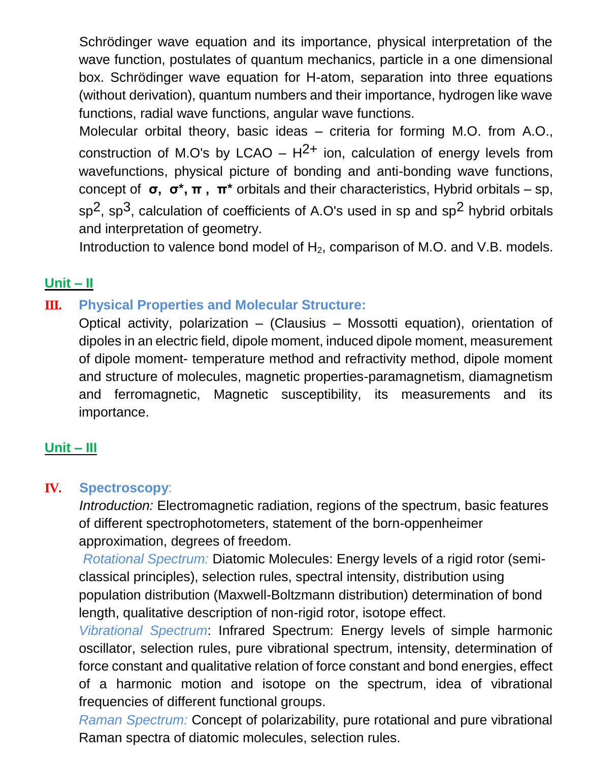Schrödinger wave equation and its importance, physical interpretation of the wave function, postulates of quantum mechanics, particle in a one dimensional box. Schrödinger wave equation for H-atom, separation into three equations (without derivation), quantum numbers and their importance, hydrogen like wave functions, radial wave functions, angular wave functions.

Molecular orbital theory, basic ideas – criteria for forming M.O. from A.O., construction of M.O's by LCAO – $H^{2+}$ ion, calculation of energy levels from wavefunctions, physical picture of bonding and anti-bonding wave functions, concept of **σ, σ*, π , π*** orbitals and their characteristics, Hybrid orbitals – sp, $sp^2$, $sp^3$, calculation of coefficients of A.O's used in sp and $sp^2$ hybrid orbitals and interpretation of geometry.

Introduction to valence bond model of $H_2$, comparison of M.O. and V.B. models.

## Unit – II

### III. Physical Properties and Molecular Structure:

Optical activity, polarization – (Clausius – Mossotti equation), orientation of dipoles in an electric field, dipole moment, induced dipole moment, measurement of dipole moment- temperature method and refractivity method, dipole moment and structure of molecules, magnetic properties-paramagnetism, diamagnetism and ferromagnetic, Magnetic susceptibility, its measurements and its importance.

## Unit – III

### IV. Spectroscopy:

*Introduction:* Electromagnetic radiation, regions of the spectrum, basic features of different spectrophotometers, statement of the born-oppenheimer approximation, degrees of freedom.

*Rotational Spectrum:* Diatomic Molecules: Energy levels of a rigid rotor (semi-classical principles), selection rules, spectral intensity, distribution using population distribution (Maxwell-Boltzmann distribution) determination of bond length, qualitative description of non-rigid rotor, isotope effect.

*Vibrational Spectrum*: Infrared Spectrum: Energy levels of simple harmonic oscillator, selection rules, pure vibrational spectrum, intensity, determination of force constant and qualitative relation of force constant and bond energies, effect of a harmonic motion and isotope on the spectrum, idea of vibrational frequencies of different functional groups.

*Raman Spectrum:* Concept of polarizability, pure rotational and pure vibrational Raman spectra of diatomic molecules, selection rules.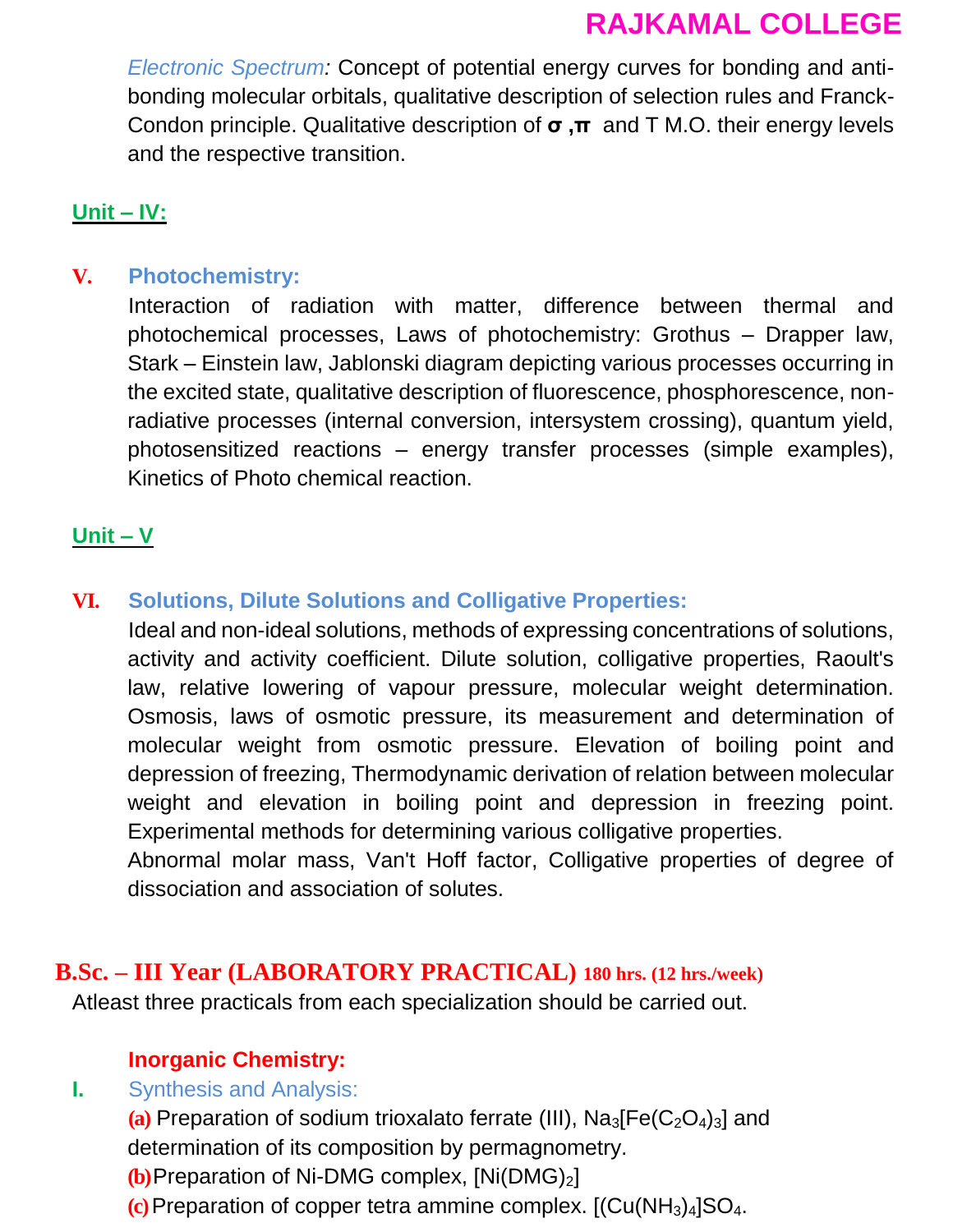*Electronic Spectrum:* Concept of potential energy curves for bonding and anti-bonding molecular orbitals, qualitative description of selection rules and Franck-Condon principle. Qualitative description of **σ ,π** and T M.O. their energy levels and the respective transition.

## Unit – IV:

### V. Photochemistry:

Interaction of radiation with matter, difference between thermal and photochemical processes, Laws of photochemistry: Grothus – Drapper law, Stark – Einstein law, Jablonski diagram depicting various processes occurring in the excited state, qualitative description of fluorescence, phosphorescence, non-radiative processes (internal conversion, intersystem crossing), quantum yield, photosensitized reactions – energy transfer processes (simple examples), Kinetics of Photo chemical reaction.

## Unit – V

### VI. Solutions, Dilute Solutions and Colligative Properties:

Ideal and non-ideal solutions, methods of expressing concentrations of solutions, activity and activity coefficient. Dilute solution, colligative properties, Raoult's law, relative lowering of vapour pressure, molecular weight determination. Osmosis, laws of osmotic pressure, its measurement and determination of molecular weight from osmotic pressure. Elevation of boiling point and depression of freezing, Thermodynamic derivation of relation between molecular weight and elevation in boiling point and depression in freezing point. Experimental methods for determining various colligative properties.

Abnormal molar mass, Van't Hoff factor, Colligative properties of degree of dissociation and association of solutes.

## B.Sc. – III Year (LABORATORY PRACTICAL) 180 hrs. (12 hrs./week)

Atleast three practicals from each specialization should be carried out.

### Inorganic Chemistry:

**I.** Synthesis and Analysis:

**(a)** Preparation of sodium trioxalato ferrate (III), $Na_3[Fe(C_2O_4)_3]$ and determination of its composition by permagnometry.

**(b)** Preparation of Ni-DMG complex, $[Ni(DMG)_2]$

**(c)** Preparation of copper tetra ammine complex. $[(Cu(NH_3)_4]SO_4$.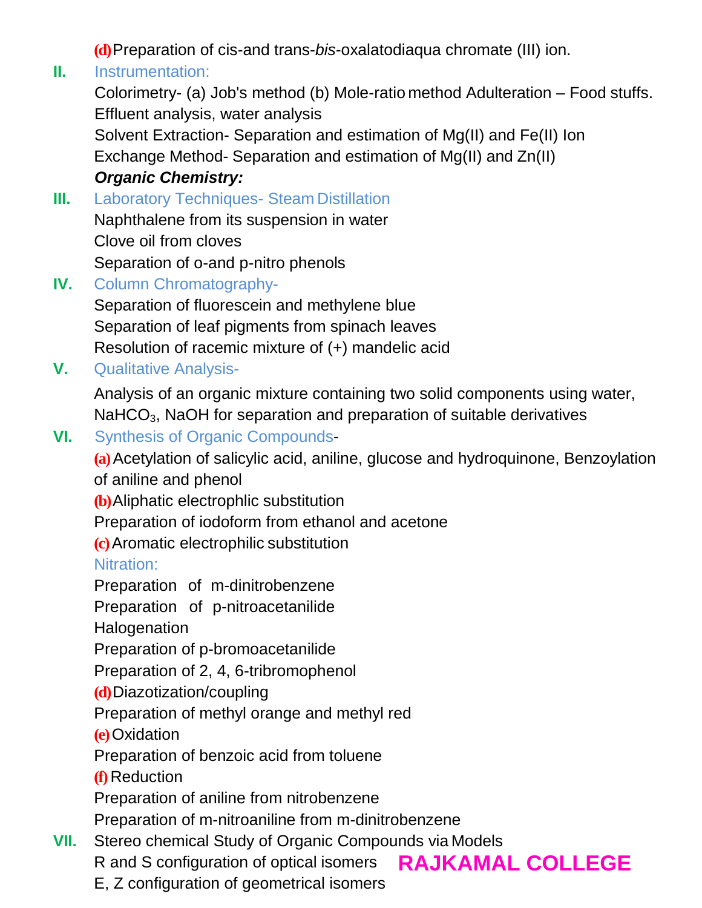**(d)** Preparation of cis-and trans-*bis*-oxalatodiaqua chromate (III) ion.

**II.** Instrumentation:

Colorimetry- (a) Job's method (b) Mole-ratio method Adulteration – Food stuffs.

Effluent analysis, water analysis

Solvent Extraction- Separation and estimation of Mg(II) and Fe(II) Ion

Exchange Method- Separation and estimation of Mg(II) and Zn(II)

***Organic Chemistry:***

**III.** Laboratory Techniques- Steam Distillation

Naphthalene from its suspension in water

Clove oil from cloves

Separation of o-and p-nitro phenols

**IV.** Column Chromatography-

Separation of fluorescein and methylene blue

Separation of leaf pigments from spinach leaves

Resolution of racemic mixture of (+) mandelic acid

**V.** Qualitative Analysis-

Analysis of an organic mixture containing two solid components using water, $NaHCO_3$, NaOH for separation and preparation of suitable derivatives

**VI.** Synthesis of Organic Compounds-

**(a)** Acetylation of salicylic acid, aniline, glucose and hydroquinone, Benzoylation of aniline and phenol

**(b)** Aliphatic electrophlic substitution

Preparation of iodoform from ethanol and acetone

**(c)** Aromatic electrophilic substitution

Nitration:

Preparation of m-dinitrobenzene

Preparation of p-nitroacetanilide

Halogenation

Preparation of p-bromoacetanilide

Preparation of 2, 4, 6-tribromophenol

**(d)** Diazotization/coupling

Preparation of methyl orange and methyl red

**(e)** Oxidation

Preparation of benzoic acid from toluene

**(f)** Reduction

Preparation of aniline from nitrobenzene

Preparation of m-nitroaniline from m-dinitrobenzene

**VII.** Stereo chemical Study of Organic Compounds via Models

R and S configuration of optical isomers

E, Z configuration of geometrical isomers

**RAJKAMAL COLLEGE**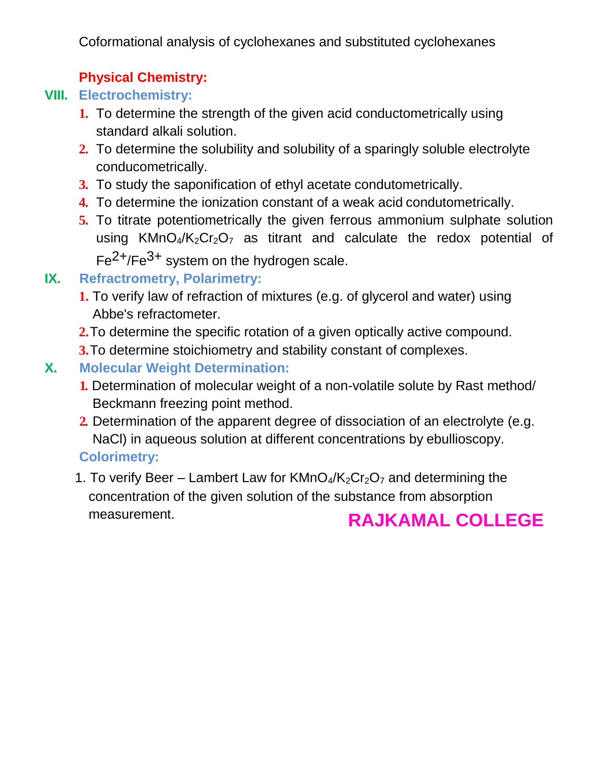Coformational analysis of cyclohexanes and substituted cyclohexanes

**Physical Chemistry:**

## VIII. Electrochemistry:

1. To determine the strength of the given acid conductometrically using standard alkali solution.
2. To determine the solubility and solubility of a sparingly soluble electrolyte conducometrically.
3. To study the saponification of ethyl acetate condutometrically.
4. To determine the ionization constant of a weak acid condutometrically.
5. To titrate potentiometrically the given ferrous ammonium sulphate solution using $KMnO_4$/$K_2Cr_2O_7$ as titrant and calculate the redox potential of $Fe^{2+}$/$Fe^{3+}$ system on the hydrogen scale.

## IX. Refractrometry, Polarimetry:

1. To verify law of refraction of mixtures (e.g. of glycerol and water) using Abbe's refractometer.
2. To determine the specific rotation of a given optically active compound.
3. To determine stoichiometry and stability constant of complexes.

## X. Molecular Weight Determination:

1. Determination of molecular weight of a non-volatile solute by Rast method/ Beckmann freezing point method.
2. Determination of the apparent degree of dissociation of an electrolyte (e.g. NaCl) in aqueous solution at different concentrations by ebullioscopy.

**Colorimetry:**

1. To verify Beer – Lambert Law for $KMnO_4$/$K_2Cr_2O_7$ and determining the concentration of the given solution of the substance from absorption measurement.

**RAJKAMAL COLLEGE**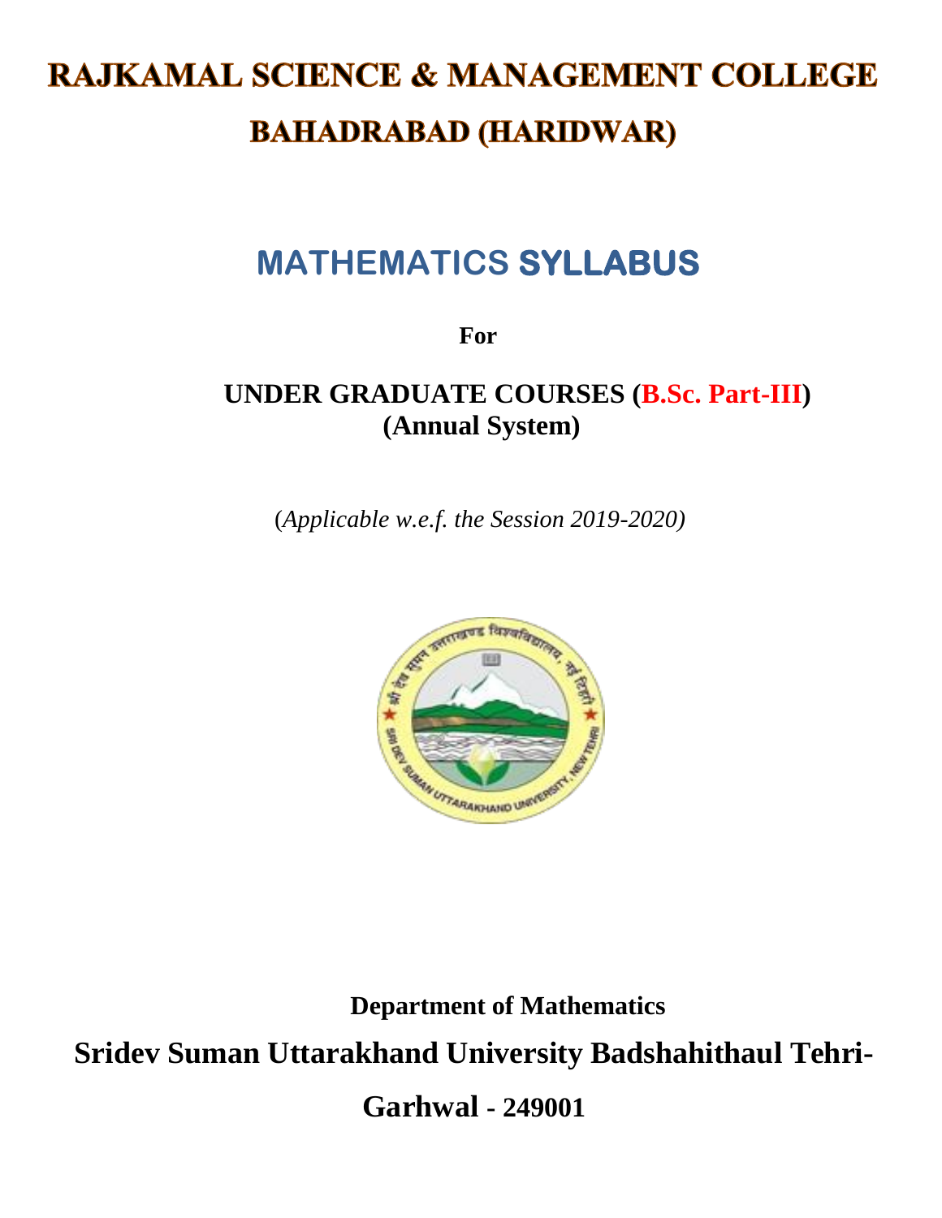# RAJKAMAL SCIENCE & MANAGEMENT COLLEGE

## BAHADRABAD (HARIDWAR)

# MATHEMATICS SYLLABUS

**For**

**UNDER GRADUATE COURSES (B.Sc. Part-III)**
**(Annual System)**

(*Applicable w.e.f. the Session 2019-2020)*

**Department of Mathematics**

**Sridev Suman Uttarakhand University Badshahithaul Tehri-Garhwal - 249001**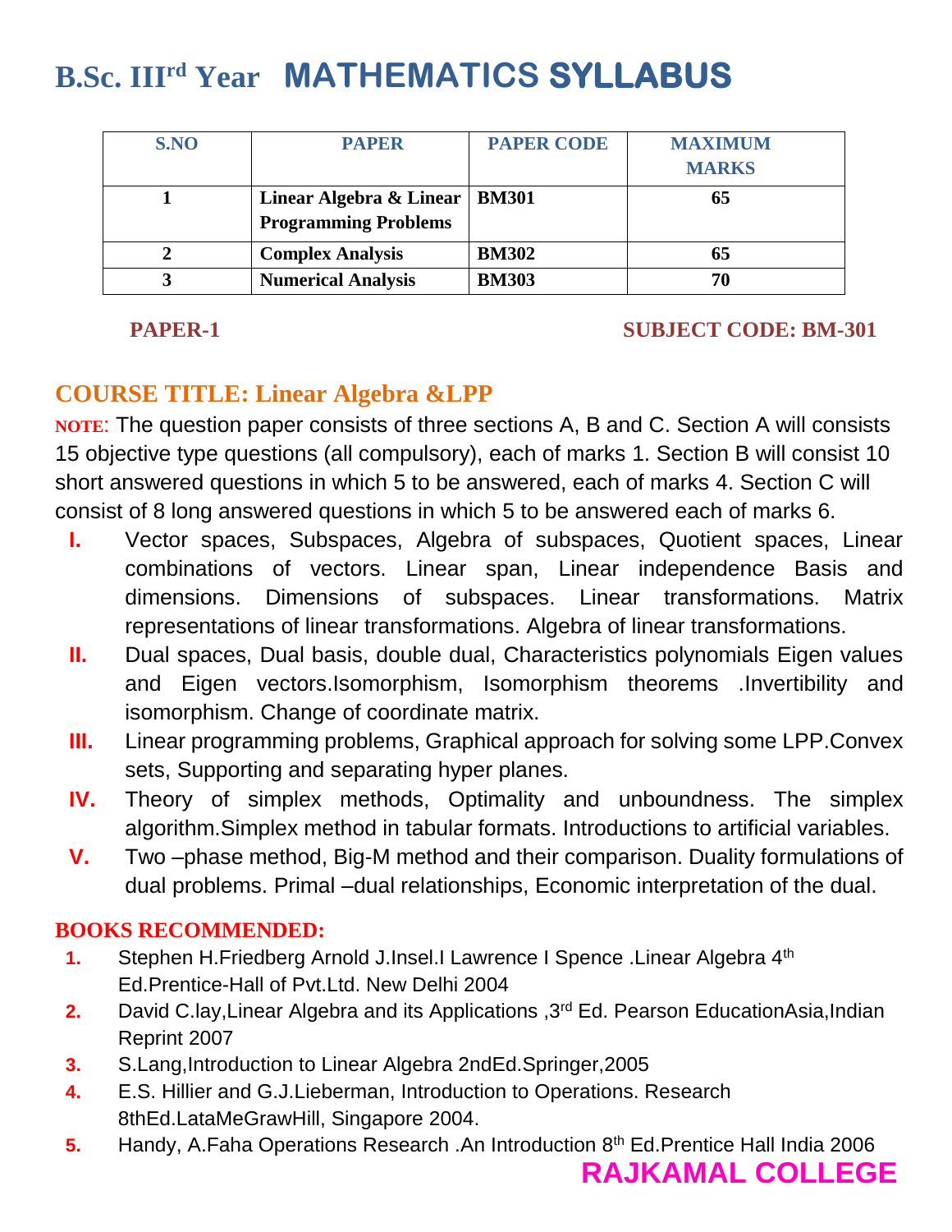# B.Sc. III[rd] Year MATHEMATICS SYLLABUS

| S.NO | PAPER | PAPER CODE | MAXIMUM MARKS |
|---|---|---|---|
| 1 | **Linear Algebra & Linear Programming Problems** | **BM301** | **65** |
| 2 | **Complex Analysis** | **BM302** | **65** |
| 3 | **Numerical Analysis** | **BM303** | **70** |

**PAPER-1** **SUBJECT CODE: BM-301**

## COURSE TITLE: Linear Algebra &LPP

**NOTE**: The question paper consists of three sections A, B and C. Section A will consists 15 objective type questions (all compulsory), each of marks 1. Section B will consist 10 short answered questions in which 5 to be answered, each of marks 4. Section C will consist of 8 long answered questions in which 5 to be answered each of marks 6.

- **I.** Vector spaces, Subspaces, Algebra of subspaces, Quotient spaces, Linear combinations of vectors. Linear span, Linear independence Basis and dimensions. Dimensions of subspaces. Linear transformations. Matrix representations of linear transformations. Algebra of linear transformations.
- **II.** Dual spaces, Dual basis, double dual, Characteristics polynomials Eigen values and Eigen vectors.Isomorphism, Isomorphism theorems .Invertibility and isomorphism. Change of coordinate matrix.
- **III.** Linear programming problems, Graphical approach for solving some LPP.Convex sets, Supporting and separating hyper planes.
- **IV.** Theory of simplex methods, Optimality and unboundness. The simplex algorithm.Simplex method in tabular formats. Introductions to artificial variables.
- **V.** Two –phase method, Big-M method and their comparison. Duality formulations of dual problems. Primal –dual relationships, Economic interpretation of the dual.

**BOOKS RECOMMENDED:**

1. Stephen H.Friedberg Arnold J.Insel.I Lawrence I Spence .Linear Algebra 4th Ed.Prentice-Hall of Pvt.Ltd. New Delhi 2004
2. David C.lay,Linear Algebra and its Applications ,3rd Ed. Pearson EducationAsia,Indian Reprint 2007
3. S.Lang,Introduction to Linear Algebra 2ndEd.Springer,2005
4. E.S. Hillier and G.J.Lieberman, Introduction to Operations. Research 8thEd.LataMeGrawHill, Singapore 2004.
5. Handy, A.Faha Operations Research .An Introduction 8th Ed.Prentice Hall India 2006

**RAJKAMAL COLLEGE**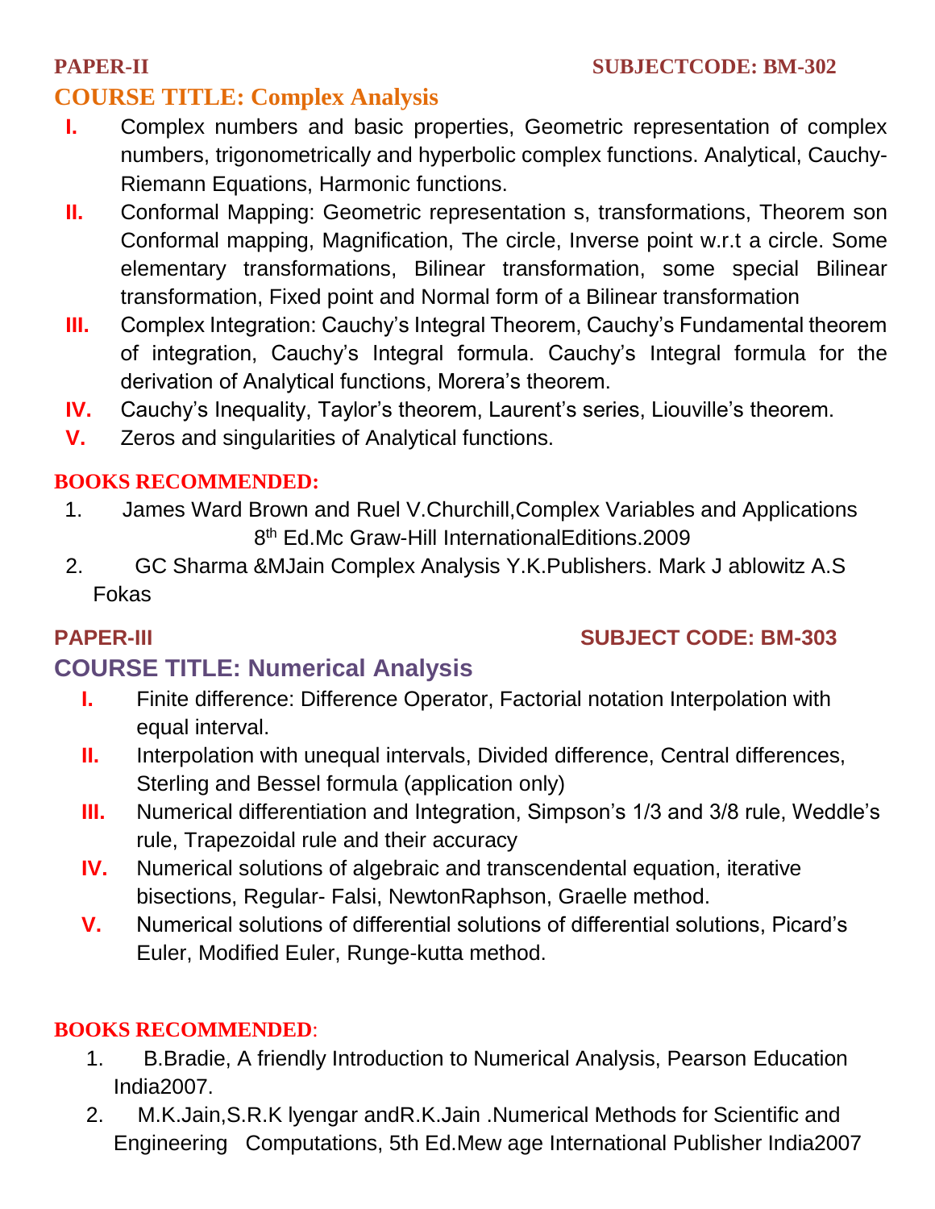**PAPER-II** **SUBJECTCODE: BM-302**

## COURSE TITLE: Complex Analysis

- **I.** Complex numbers and basic properties, Geometric representation of complex numbers, trigonometrically and hyperbolic complex functions. Analytical, Cauchy-Riemann Equations, Harmonic functions.
- **II.** Conformal Mapping: Geometric representation s, transformations, Theorem son Conformal mapping, Magnification, The circle, Inverse point w.r.t a circle. Some elementary transformations, Bilinear transformation, some special Bilinear transformation, Fixed point and Normal form of a Bilinear transformation
- **III.** Complex Integration: Cauchy's Integral Theorem, Cauchy's Fundamental theorem of integration, Cauchy's Integral formula. Cauchy's Integral formula for the derivation of Analytical functions, Morera's theorem.
- **IV.** Cauchy's Inequality, Taylor's theorem, Laurent's series, Liouville's theorem.
- **V.** Zeros and singularities of Analytical functions.

**BOOKS RECOMMENDED:**

1. James Ward Brown and Ruel V.Churchill,Complex Variables and Applications 8th Ed.Mc Graw-Hill InternationalEditions.2009
2. GC Sharma &MJain Complex Analysis Y.K.Publishers. Mark J ablowitz A.S Fokas

**PAPER-III** **SUBJECT CODE: BM-303**

## COURSE TITLE: Numerical Analysis

- **I.** Finite difference: Difference Operator, Factorial notation Interpolation with equal interval.
- **II.** Interpolation with unequal intervals, Divided difference, Central differences, Sterling and Bessel formula (application only)
- **III.** Numerical differentiation and Integration, Simpson's 1/3 and 3/8 rule, Weddle's rule, Trapezoidal rule and their accuracy
- **IV.** Numerical solutions of algebraic and transcendental equation, iterative bisections, Regular- Falsi, NewtonRaphson, Graelle method.
- **V.** Numerical solutions of differential solutions of differential solutions, Picard's Euler, Modified Euler, Runge-kutta method.

**BOOKS RECOMMENDED**:

1. B.Bradie, A friendly Introduction to Numerical Analysis, Pearson Education India2007.
2. M.K.Jain,S.R.K lyengar andR.K.Jain .Numerical Methods for Scientific and Engineering Computations, 5th Ed.Mew age International Publisher India2007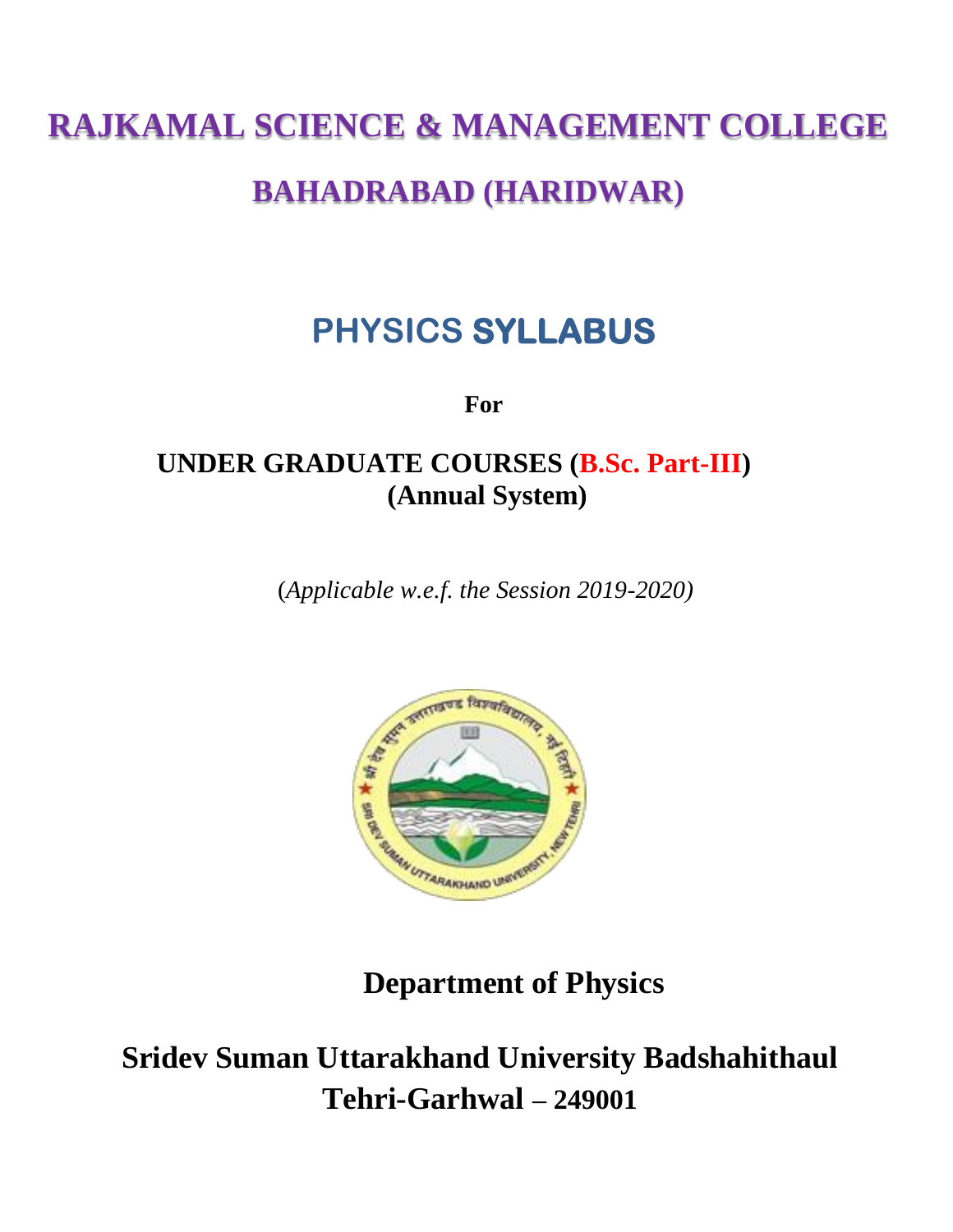# RAJKAMAL SCIENCE & MANAGEMENT COLLEGE

## BAHADRABAD (HARIDWAR)

# PHYSICS SYLLABUS

**For**

**UNDER GRADUATE COURSES (B.Sc. Part-III)**
**(Annual System)**

(*Applicable w.e.f. the Session 2019-2020)*

**Department of Physics**

**Sridev Suman Uttarakhand University Badshahithaul**
**Tehri-Garhwal – 249001**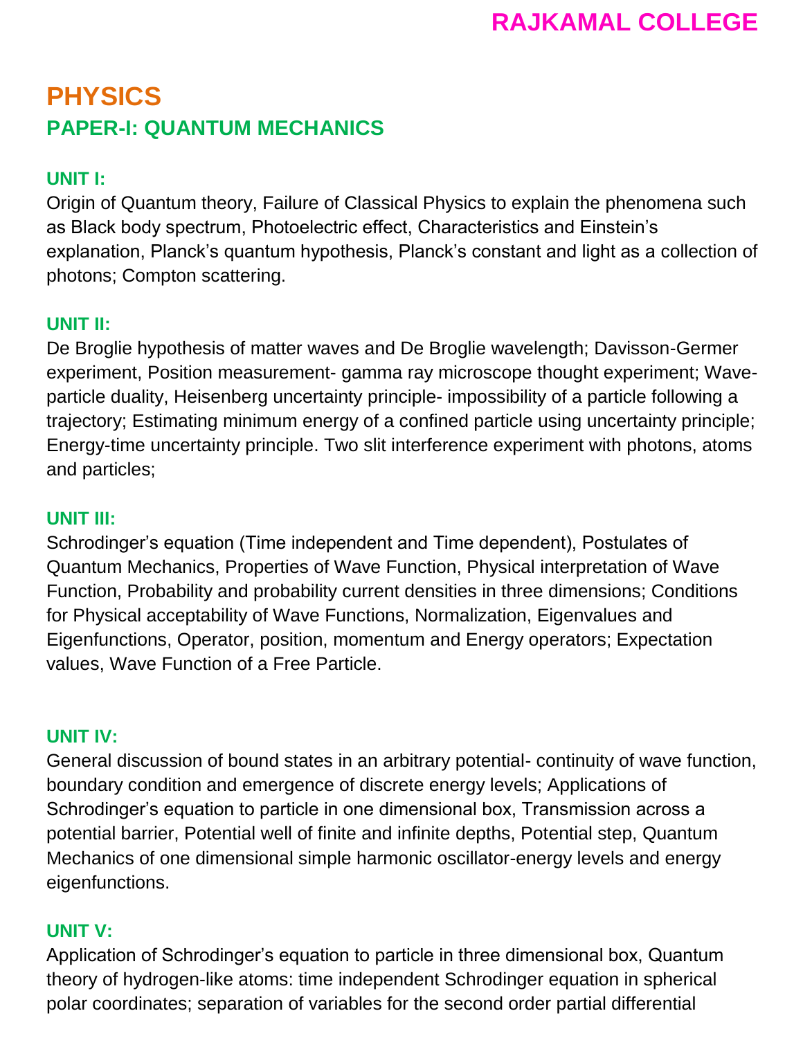# RAJKAMAL COLLEGE

## PHYSICS

### PAPER-I: QUANTUM MECHANICS

**UNIT I:**

Origin of Quantum theory, Failure of Classical Physics to explain the phenomena such as Black body spectrum, Photoelectric effect, Characteristics and Einstein's explanation, Planck's quantum hypothesis, Planck's constant and light as a collection of photons; Compton scattering.

**UNIT II:**

De Broglie hypothesis of matter waves and De Broglie wavelength; Davisson-Germer experiment, Position measurement- gamma ray microscope thought experiment; Wave-particle duality, Heisenberg uncertainty principle- impossibility of a particle following a trajectory; Estimating minimum energy of a confined particle using uncertainty principle; Energy-time uncertainty principle. Two slit interference experiment with photons, atoms and particles;

**UNIT III:**

Schrodinger's equation (Time independent and Time dependent), Postulates of Quantum Mechanics, Properties of Wave Function, Physical interpretation of Wave Function, Probability and probability current densities in three dimensions; Conditions for Physical acceptability of Wave Functions, Normalization, Eigenvalues and Eigenfunctions, Operator, position, momentum and Energy operators; Expectation values, Wave Function of a Free Particle.

**UNIT IV:**

General discussion of bound states in an arbitrary potential- continuity of wave function, boundary condition and emergence of discrete energy levels; Applications of Schrodinger's equation to particle in one dimensional box, Transmission across a potential barrier, Potential well of finite and infinite depths, Potential step, Quantum Mechanics of one dimensional simple harmonic oscillator-energy levels and energy eigenfunctions.

**UNIT V:**

Application of Schrodinger's equation to particle in three dimensional box, Quantum theory of hydrogen-like atoms: time independent Schrodinger equation in spherical polar coordinates; separation of variables for the second order partial differential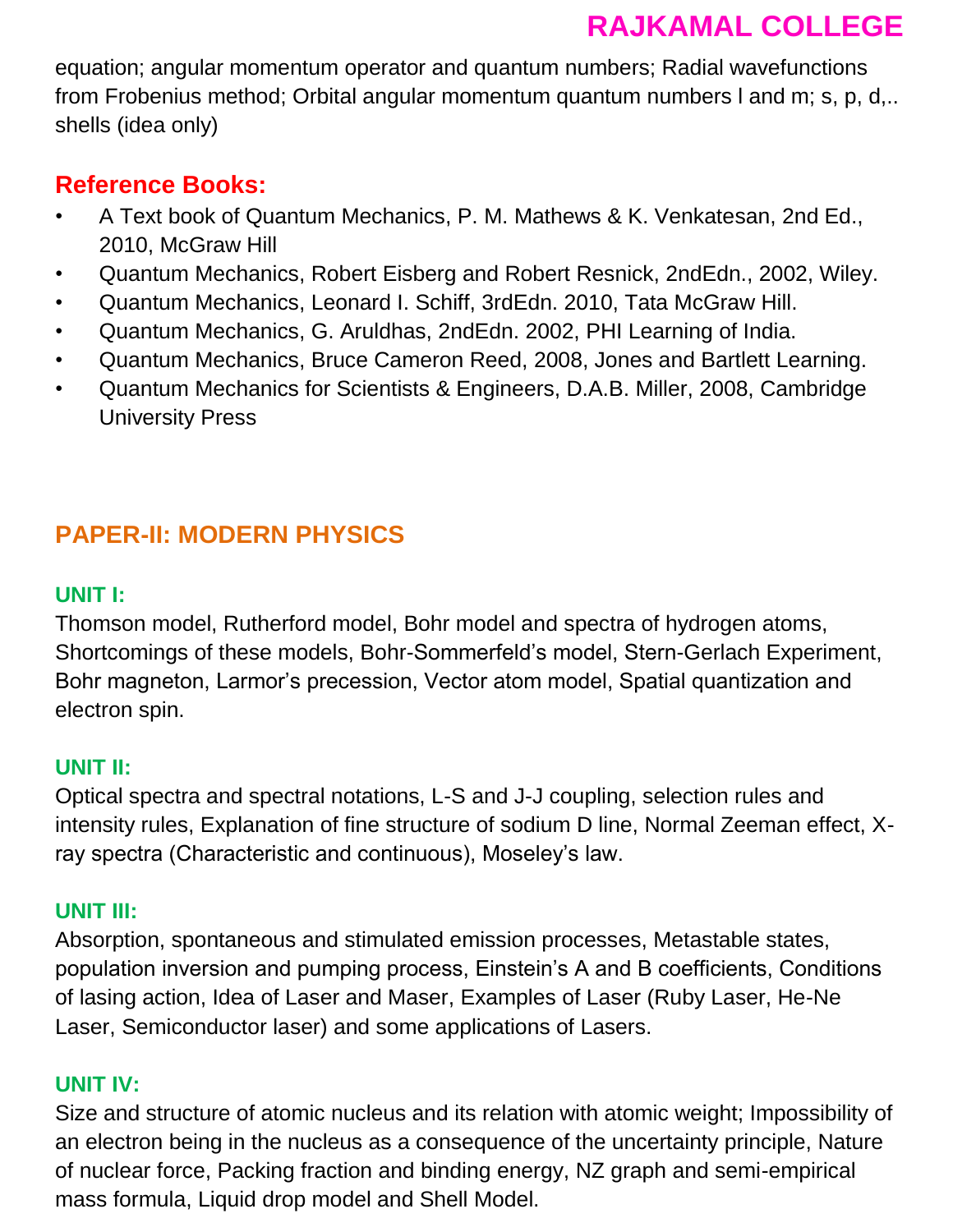equation; angular momentum operator and quantum numbers; Radial wavefunctions from Frobenius method; Orbital angular momentum quantum numbers l and m; s, p, d,.. shells (idea only)

### Reference Books:

- A Text book of Quantum Mechanics, P. M. Mathews & K. Venkatesan, 2nd Ed., 2010, McGraw Hill
- Quantum Mechanics, Robert Eisberg and Robert Resnick, 2ndEdn., 2002, Wiley.
- Quantum Mechanics, Leonard I. Schiff, 3rdEdn. 2010, Tata McGraw Hill.
- Quantum Mechanics, G. Aruldhas, 2ndEdn. 2002, PHI Learning of India.
- Quantum Mechanics, Bruce Cameron Reed, 2008, Jones and Bartlett Learning.
- Quantum Mechanics for Scientists & Engineers, D.A.B. Miller, 2008, Cambridge University Press

## PAPER-II: MODERN PHYSICS

### UNIT I:

Thomson model, Rutherford model, Bohr model and spectra of hydrogen atoms, Shortcomings of these models, Bohr-Sommerfeld's model, Stern-Gerlach Experiment, Bohr magneton, Larmor's precession, Vector atom model, Spatial quantization and electron spin.

### UNIT II:

Optical spectra and spectral notations, L-S and J-J coupling, selection rules and intensity rules, Explanation of fine structure of sodium D line, Normal Zeeman effect, X-ray spectra (Characteristic and continuous), Moseley's law.

### UNIT III:

Absorption, spontaneous and stimulated emission processes, Metastable states, population inversion and pumping process, Einstein's A and B coefficients, Conditions of lasing action, Idea of Laser and Maser, Examples of Laser (Ruby Laser, He-Ne Laser, Semiconductor laser) and some applications of Lasers.

### UNIT IV:

Size and structure of atomic nucleus and its relation with atomic weight; Impossibility of an electron being in the nucleus as a consequence of the uncertainty principle, Nature of nuclear force, Packing fraction and binding energy, NZ graph and semi-empirical mass formula, Liquid drop model and Shell Model.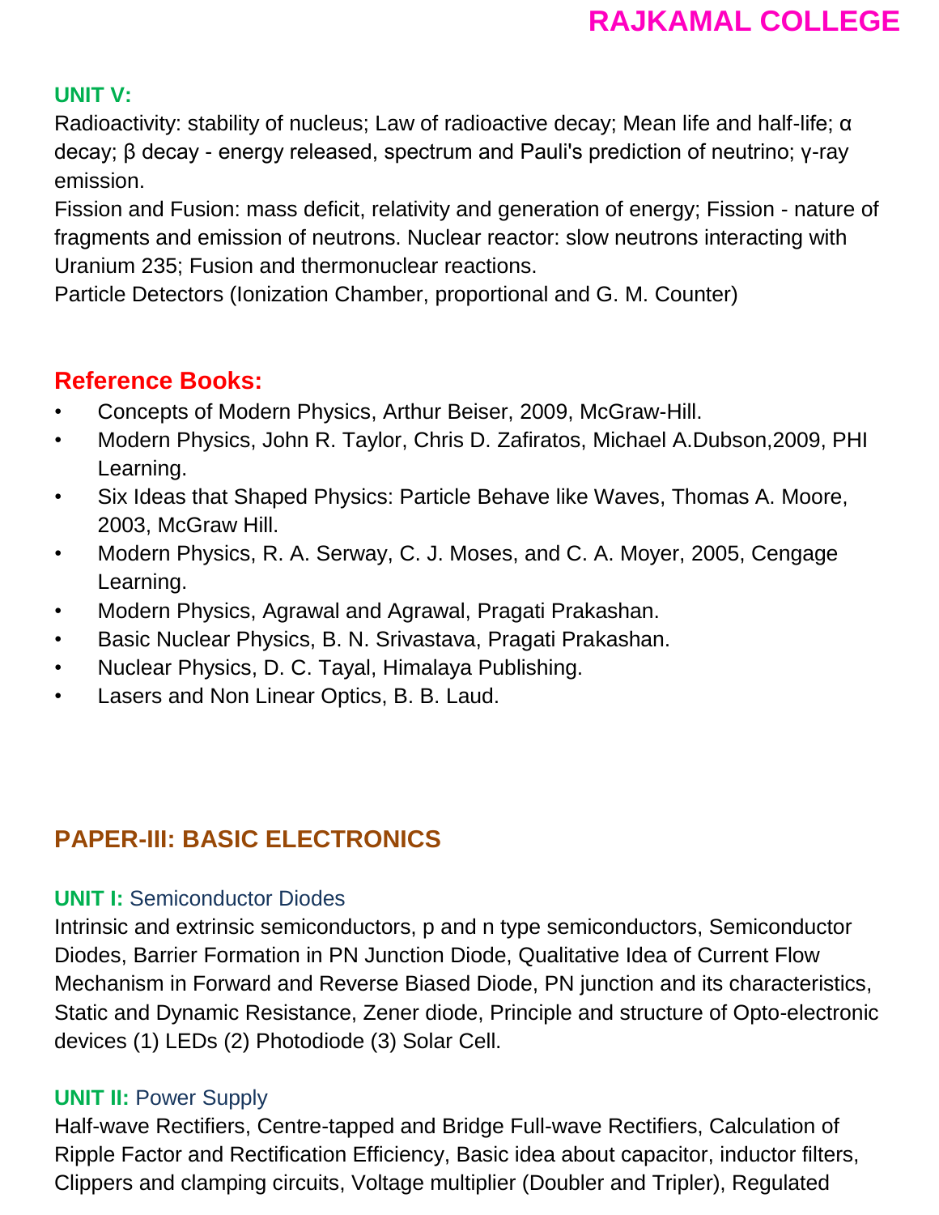### UNIT V:

Radioactivity: stability of nucleus; Law of radioactive decay; Mean life and half-life; α decay; β decay - energy released, spectrum and Pauli's prediction of neutrino; γ-ray emission.

Fission and Fusion: mass deficit, relativity and generation of energy; Fission - nature of fragments and emission of neutrons. Nuclear reactor: slow neutrons interacting with Uranium 235; Fusion and thermonuclear reactions.

Particle Detectors (Ionization Chamber, proportional and G. M. Counter)

## Reference Books:

- Concepts of Modern Physics, Arthur Beiser, 2009, McGraw-Hill.
- Modern Physics, John R. Taylor, Chris D. Zafiratos, Michael A.Dubson,2009, PHI Learning.
- Six Ideas that Shaped Physics: Particle Behave like Waves, Thomas A. Moore, 2003, McGraw Hill.
- Modern Physics, R. A. Serway, C. J. Moses, and C. A. Moyer, 2005, Cengage Learning.
- Modern Physics, Agrawal and Agrawal, Pragati Prakashan.
- Basic Nuclear Physics, B. N. Srivastava, Pragati Prakashan.
- Nuclear Physics, D. C. Tayal, Himalaya Publishing.
- Lasers and Non Linear Optics, B. B. Laud.

## PAPER-III: BASIC ELECTRONICS

### UNIT I: Semiconductor Diodes

Intrinsic and extrinsic semiconductors, p and n type semiconductors, Semiconductor Diodes, Barrier Formation in PN Junction Diode, Qualitative Idea of Current Flow Mechanism in Forward and Reverse Biased Diode, PN junction and its characteristics, Static and Dynamic Resistance, Zener diode, Principle and structure of Opto-electronic devices (1) LEDs (2) Photodiode (3) Solar Cell.

### UNIT II: Power Supply

Half-wave Rectifiers, Centre-tapped and Bridge Full-wave Rectifiers, Calculation of Ripple Factor and Rectification Efficiency, Basic idea about capacitor, inductor filters, Clippers and clamping circuits, Voltage multiplier (Doubler and Tripler), Regulated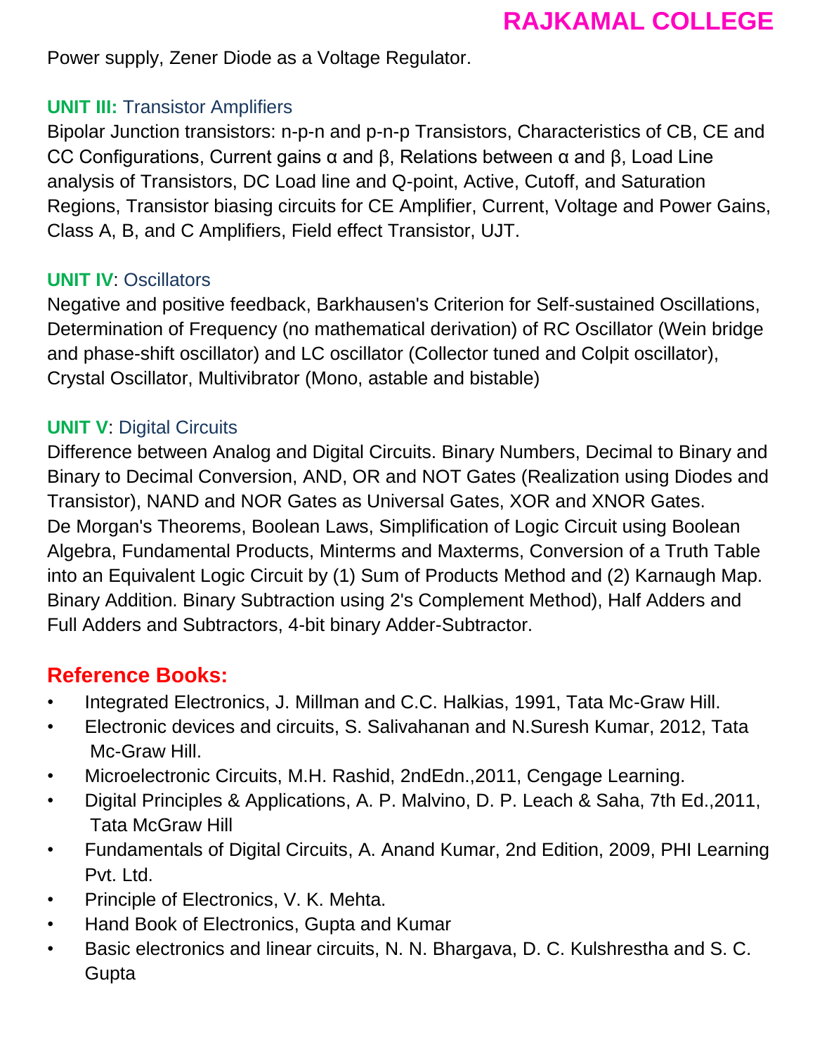Power supply, Zener Diode as a Voltage Regulator.

**UNIT III:** Transistor Amplifiers

Bipolar Junction transistors: n-p-n and p-n-p Transistors, Characteristics of CB, CE and CC Configurations, Current gains α and β, Relations between α and β, Load Line analysis of Transistors, DC Load line and Q-point, Active, Cutoff, and Saturation Regions, Transistor biasing circuits for CE Amplifier, Current, Voltage and Power Gains, Class A, B, and C Amplifiers, Field effect Transistor, UJT.

**UNIT IV**: Oscillators

Negative and positive feedback, Barkhausen's Criterion for Self-sustained Oscillations, Determination of Frequency (no mathematical derivation) of RC Oscillator (Wein bridge and phase-shift oscillator) and LC oscillator (Collector tuned and Colpit oscillator), Crystal Oscillator, Multivibrator (Mono, astable and bistable)

**UNIT V**: Digital Circuits

Difference between Analog and Digital Circuits. Binary Numbers, Decimal to Binary and Binary to Decimal Conversion, AND, OR and NOT Gates (Realization using Diodes and Transistor), NAND and NOR Gates as Universal Gates, XOR and XNOR Gates. De Morgan's Theorems, Boolean Laws, Simplification of Logic Circuit using Boolean Algebra, Fundamental Products, Minterms and Maxterms, Conversion of a Truth Table into an Equivalent Logic Circuit by (1) Sum of Products Method and (2) Karnaugh Map. Binary Addition. Binary Subtraction using 2's Complement Method), Half Adders and Full Adders and Subtractors, 4-bit binary Adder-Subtractor.

## Reference Books:

- Integrated Electronics, J. Millman and C.C. Halkias, 1991, Tata Mc-Graw Hill.
- Electronic devices and circuits, S. Salivahanan and N.Suresh Kumar, 2012, Tata Mc-Graw Hill.
- Microelectronic Circuits, M.H. Rashid, 2ndEdn.,2011, Cengage Learning.
- Digital Principles & Applications, A. P. Malvino, D. P. Leach & Saha, 7th Ed.,2011, Tata McGraw Hill
- Fundamentals of Digital Circuits, A. Anand Kumar, 2nd Edition, 2009, PHI Learning Pvt. Ltd.
- Principle of Electronics, V. K. Mehta.
- Hand Book of Electronics, Gupta and Kumar
- Basic electronics and linear circuits, N. N. Bhargava, D. C. Kulshrestha and S. C. Gupta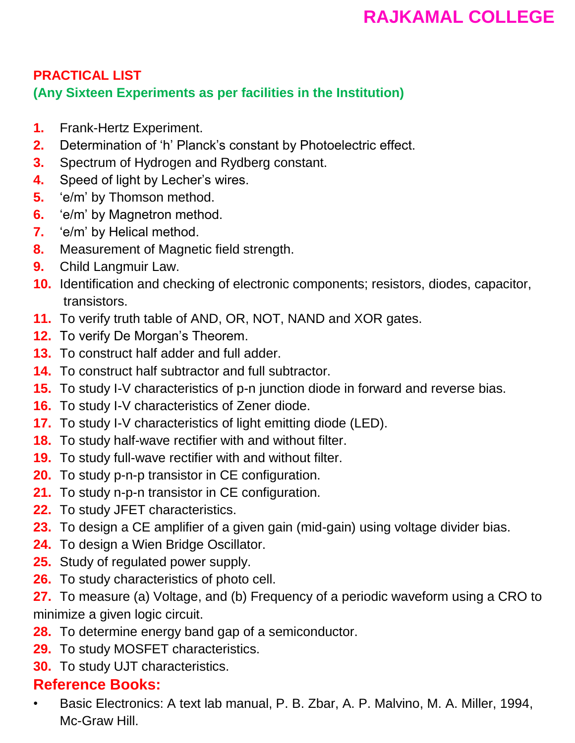## PRACTICAL LIST

**(Any Sixteen Experiments as per facilities in the Institution)**

1. Frank-Hertz Experiment.
2. Determination of ‘h’ Planck’s constant by Photoelectric effect.
3. Spectrum of Hydrogen and Rydberg constant.
4. Speed of light by Lecher’s wires.
5. ‘e/m’ by Thomson method.
6. ‘e/m’ by Magnetron method.
7. ‘e/m’ by Helical method.
8. Measurement of Magnetic field strength.
9. Child Langmuir Law.
10. Identification and checking of electronic components; resistors, diodes, capacitor, transistors.
11. To verify truth table of AND, OR, NOT, NAND and XOR gates.
12. To verify De Morgan’s Theorem.
13. To construct half adder and full adder.
14. To construct half subtractor and full subtractor.
15. To study I-V characteristics of p-n junction diode in forward and reverse bias.
16. To study I-V characteristics of Zener diode.
17. To study I-V characteristics of light emitting diode (LED).
18. To study half-wave rectifier with and without filter.
19. To study full-wave rectifier with and without filter.
20. To study p-n-p transistor in CE configuration.
21. To study n-p-n transistor in CE configuration.
22. To study JFET characteristics.
23. To design a CE amplifier of a given gain (mid-gain) using voltage divider bias.
24. To design a Wien Bridge Oscillator.
25. Study of regulated power supply.
26. To study characteristics of photo cell.
27. To measure (a) Voltage, and (b) Frequency of a periodic waveform using a CRO to minimize a given logic circuit.
28. To determine energy band gap of a semiconductor.
29. To study MOSFET characteristics.
30. To study UJT characteristics.

## Reference Books:

- Basic Electronics: A text lab manual, P. B. Zbar, A. P. Malvino, M. A. Miller, 1994, Mc-Graw Hill.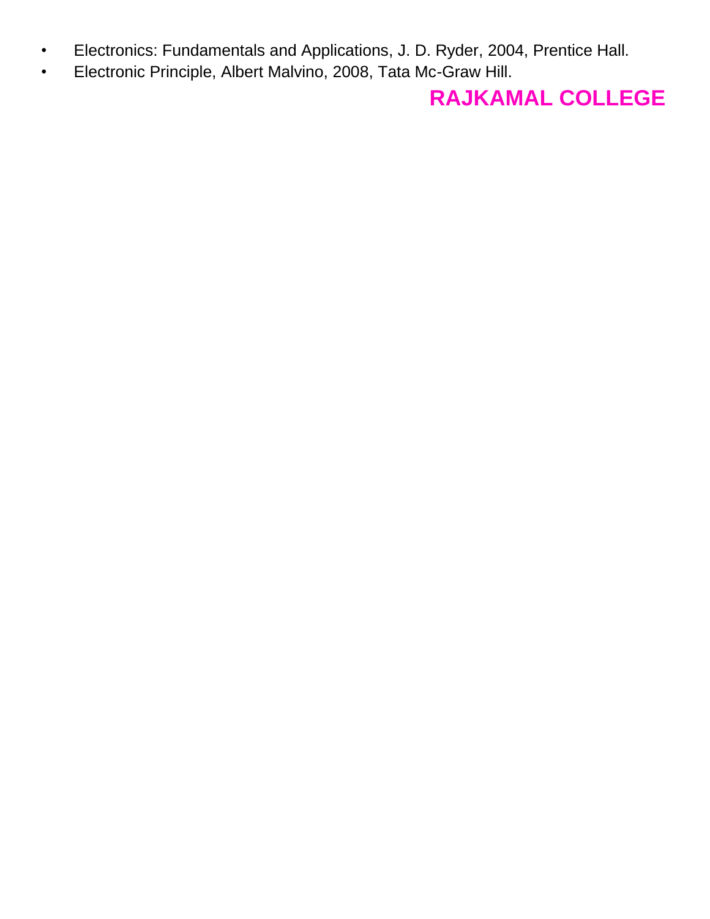- Electronics: Fundamentals and Applications, J. D. Ryder, 2004, Prentice Hall.
- Electronic Principle, Albert Malvino, 2008, Tata Mc-Graw Hill.

**RAJKAMAL COLLEGE**